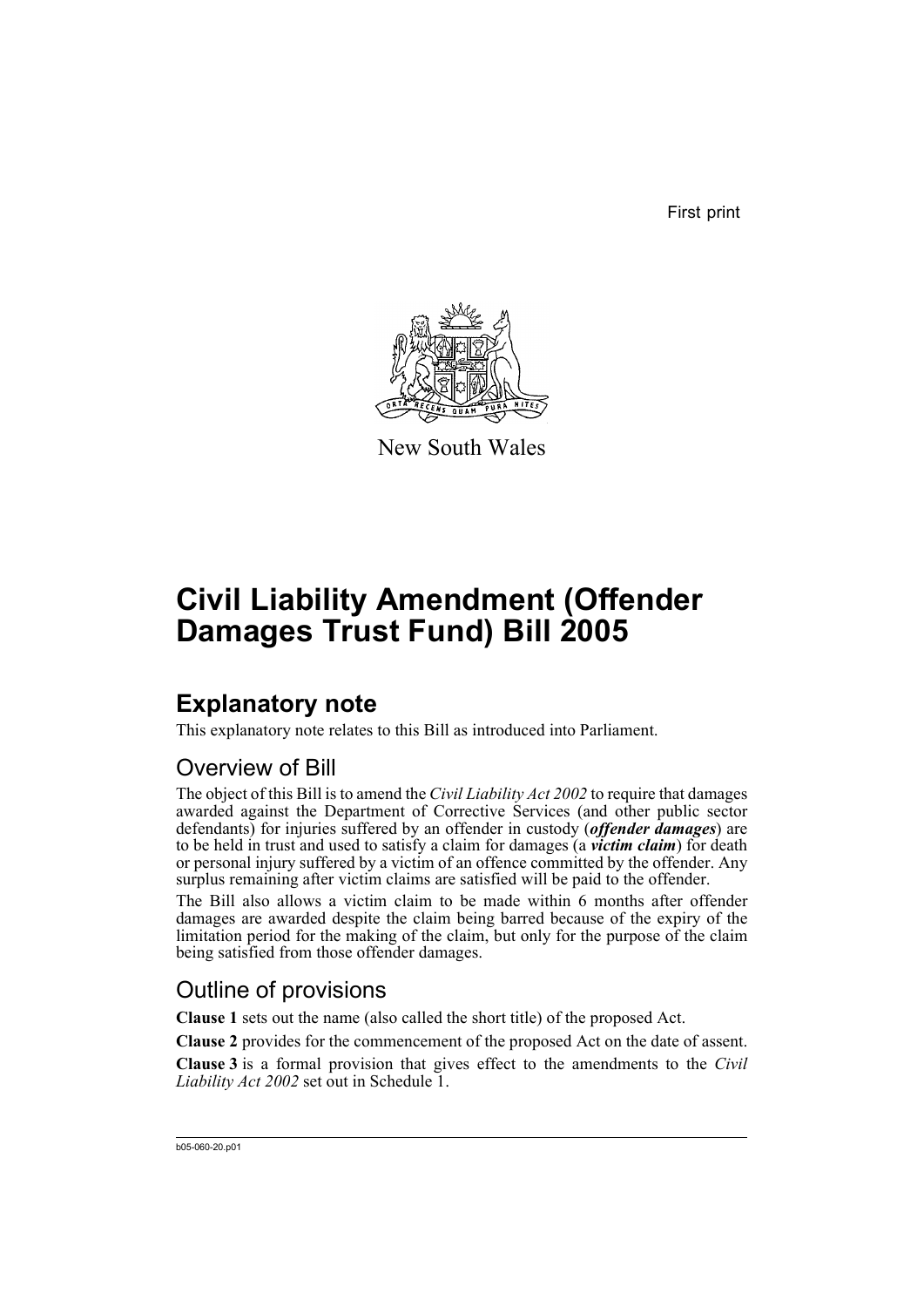First print

New South Wales

# Civil Liability Amendment (Offender Damages Trust Fund) Bill 2005

## Explanatory note

This explanatory note relates to this Bill as introduced into Parliament.

### Overview of Bill

The object of this Bill is to amend the *Civil Liability Act 2002* to require that damages awarded against the Department of Corrective Services (and other public sector defendants) for injuries suffered by an offender in custody (***offender damages***) are to be held in trust and used to satisfy a claim for damages (a ***victim claim***) for death or personal injury suffered by a victim of an offence committed by the offender. Any surplus remaining after victim claims are satisfied will be paid to the offender.

The Bill also allows a victim claim to be made within 6 months after offender damages are awarded despite the claim being barred because of the expiry of the limitation period for the making of the claim, but only for the purpose of the claim being satisfied from those offender damages.

### Outline of provisions

**Clause 1** sets out the name (also called the short title) of the proposed Act.

**Clause 2** provides for the commencement of the proposed Act on the date of assent.

**Clause 3** is a formal provision that gives effect to the amendments to the *Civil Liability Act 2002* set out in Schedule 1.

b05-060-20.p01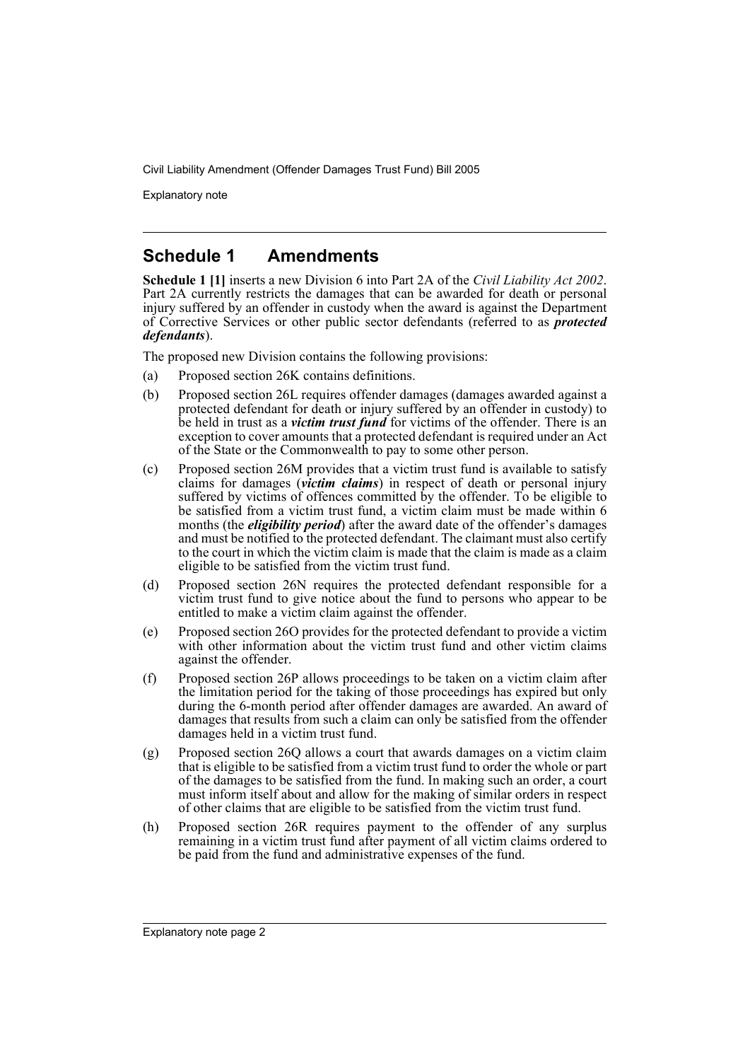## Schedule 1 Amendments

**Schedule 1 [1]** inserts a new Division 6 into Part 2A of the *Civil Liability Act 2002*. Part 2A currently restricts the damages that can be awarded for death or personal injury suffered by an offender in custody when the award is against the Department of Corrective Services or other public sector defendants (referred to as ***protected defendants***).

The proposed new Division contains the following provisions:

(a) Proposed section 26K contains definitions.

(b) Proposed section 26L requires offender damages (damages awarded against a protected defendant for death or injury suffered by an offender in custody) to be held in trust as a ***victim trust fund*** for victims of the offender. There is an exception to cover amounts that a protected defendant is required under an Act of the State or the Commonwealth to pay to some other person.

(c) Proposed section 26M provides that a victim trust fund is available to satisfy claims for damages (***victim claims***) in respect of death or personal injury suffered by victims of offences committed by the offender. To be eligible to be satisfied from a victim trust fund, a victim claim must be made within 6 months (the ***eligibility period***) after the award date of the offender's damages and must be notified to the protected defendant. The claimant must also certify to the court in which the victim claim is made that the claim is made as a claim eligible to be satisfied from the victim trust fund.

(d) Proposed section 26N requires the protected defendant responsible for a victim trust fund to give notice about the fund to persons who appear to be entitled to make a victim claim against the offender.

(e) Proposed section 26O provides for the protected defendant to provide a victim with other information about the victim trust fund and other victim claims against the offender.

(f) Proposed section 26P allows proceedings to be taken on a victim claim after the limitation period for the taking of those proceedings has expired but only during the 6-month period after offender damages are awarded. An award of damages that results from such a claim can only be satisfied from the offender damages held in a victim trust fund.

(g) Proposed section 26Q allows a court that awards damages on a victim claim that is eligible to be satisfied from a victim trust fund to order the whole or part of the damages to be satisfied from the fund. In making such an order, a court must inform itself about and allow for the making of similar orders in respect of other claims that are eligible to be satisfied from the victim trust fund.

(h) Proposed section 26R requires payment to the offender of any surplus remaining in a victim trust fund after payment of all victim claims ordered to be paid from the fund and administrative expenses of the fund.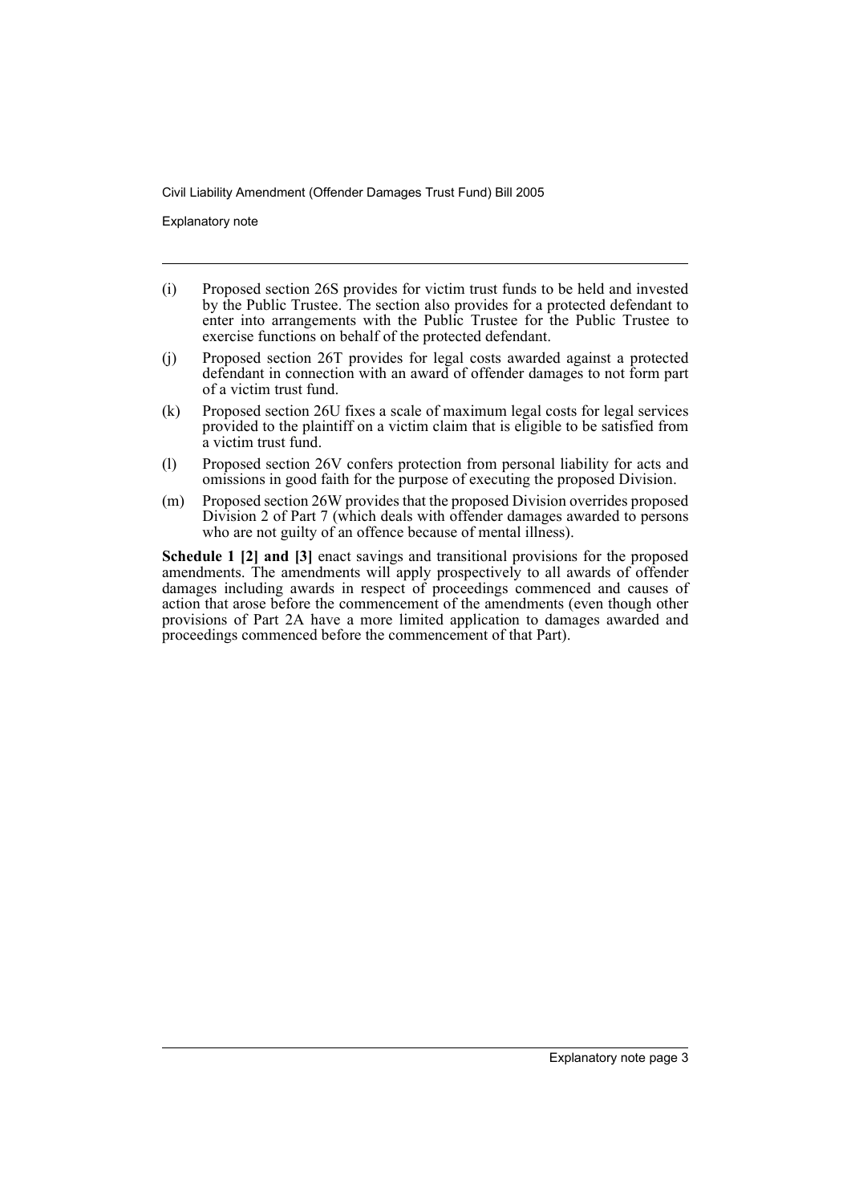(i) Proposed section 26S provides for victim trust funds to be held and invested by the Public Trustee. The section also provides for a protected defendant to enter into arrangements with the Public Trustee for the Public Trustee to exercise functions on behalf of the protected defendant.

(j) Proposed section 26T provides for legal costs awarded against a protected defendant in connection with an award of offender damages to not form part of a victim trust fund.

(k) Proposed section 26U fixes a scale of maximum legal costs for legal services provided to the plaintiff on a victim claim that is eligible to be satisfied from a victim trust fund.

(l) Proposed section 26V confers protection from personal liability for acts and omissions in good faith for the purpose of executing the proposed Division.

(m) Proposed section 26W provides that the proposed Division overrides proposed Division 2 of Part 7 (which deals with offender damages awarded to persons who are not guilty of an offence because of mental illness).

**Schedule 1 [2] and [3]** enact savings and transitional provisions for the proposed amendments. The amendments will apply prospectively to all awards of offender damages including awards in respect of proceedings commenced and causes of action that arose before the commencement of the amendments (even though other provisions of Part 2A have a more limited application to damages awarded and proceedings commenced before the commencement of that Part).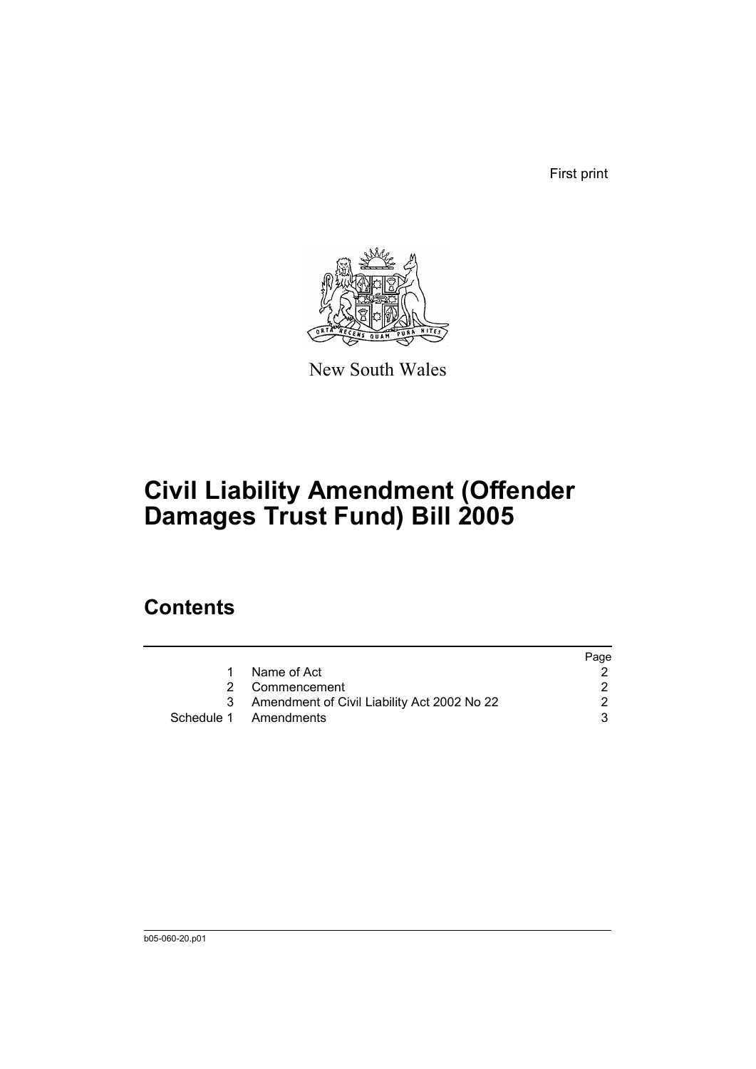First print

New South Wales

# Civil Liability Amendment (Offender Damages Trust Fund) Bill 2005

## Contents

| | | Page |
|---|---|---|
| 1 | Name of Act | 2 |
| 2 | Commencement | 2 |
| 3 | Amendment of Civil Liability Act 2002 No 22 | 2 |
| Schedule 1 | Amendments | 3 |

b05-060-20.p01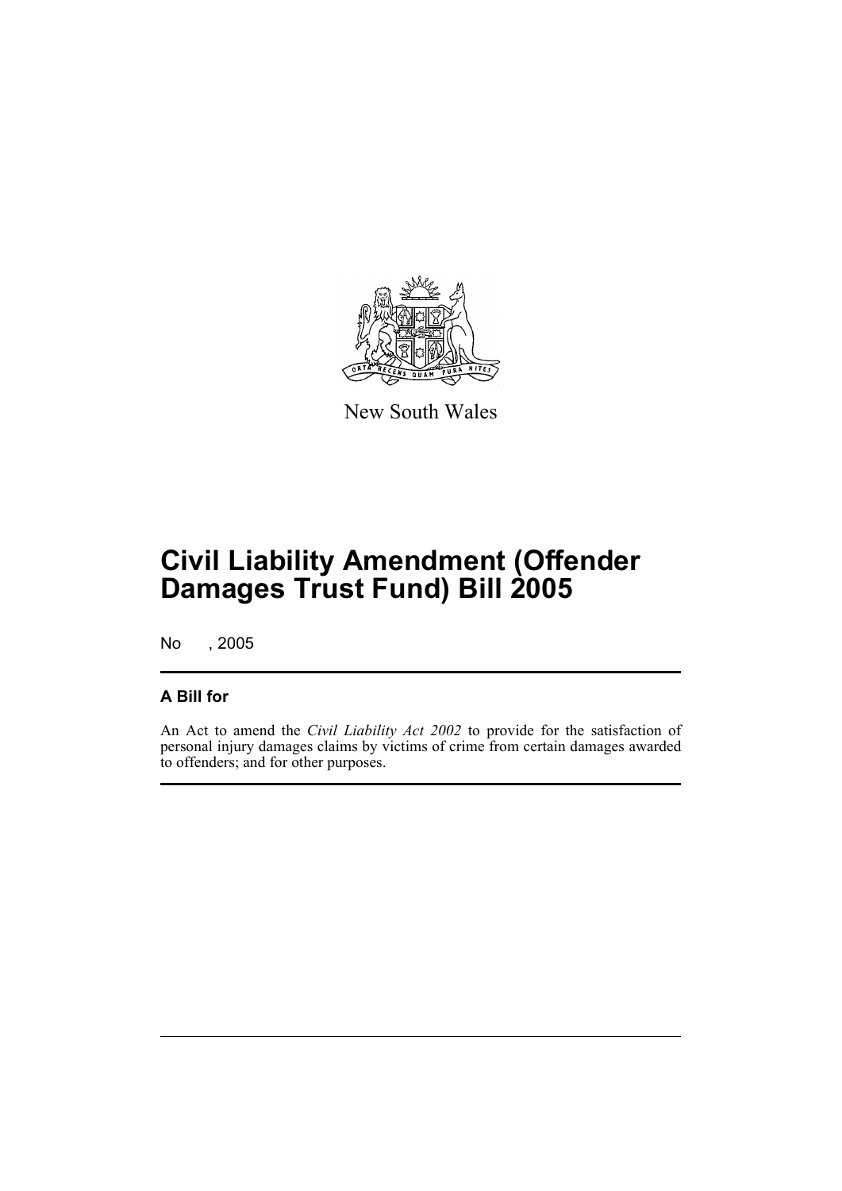New South Wales

# Civil Liability Amendment (Offender Damages Trust Fund) Bill 2005

No , 2005

## A Bill for

An Act to amend the *Civil Liability Act 2002* to provide for the satisfaction of personal injury damages claims by victims of crime from certain damages awarded to offenders; and for other purposes.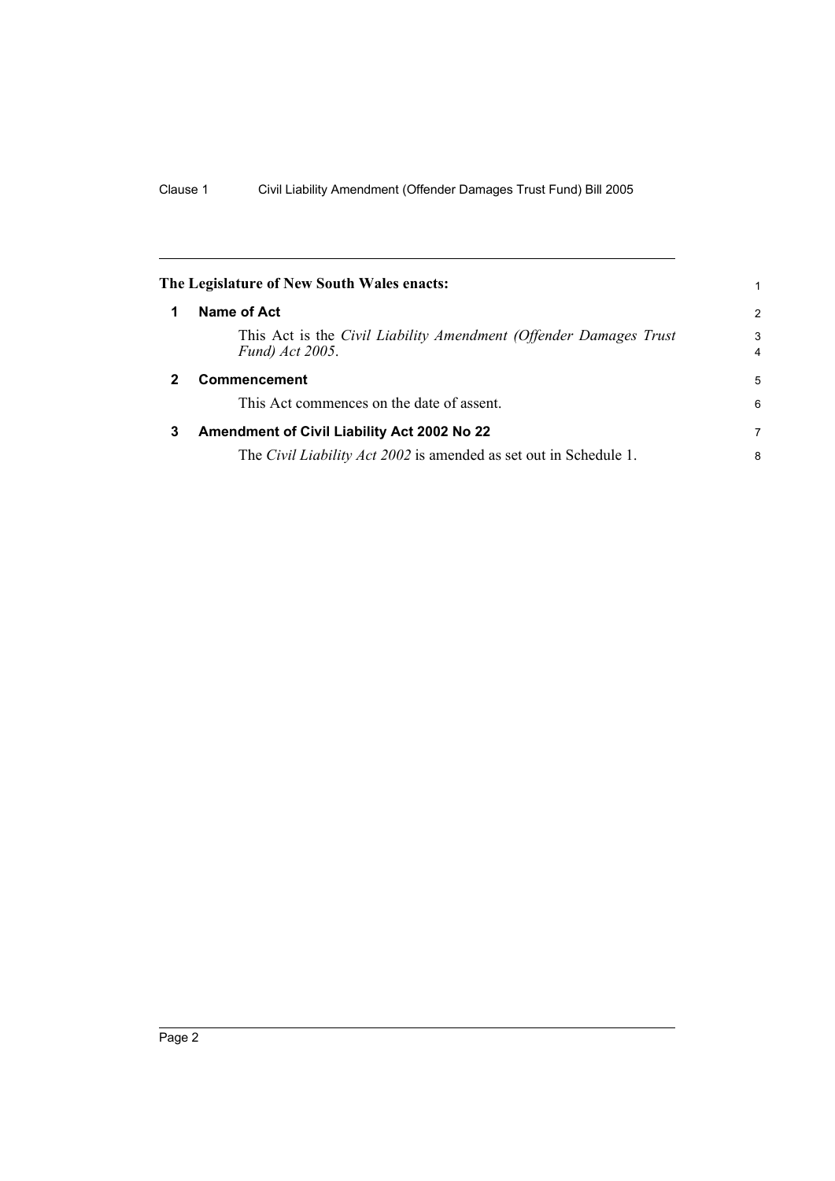**The Legislature of New South Wales enacts:**

## 1 Name of Act

This Act is the *Civil Liability Amendment (Offender Damages Trust Fund) Act 2005*.

## 2 Commencement

This Act commences on the date of assent.

## 3 Amendment of Civil Liability Act 2002 No 22

The *Civil Liability Act 2002* is amended as set out in Schedule 1.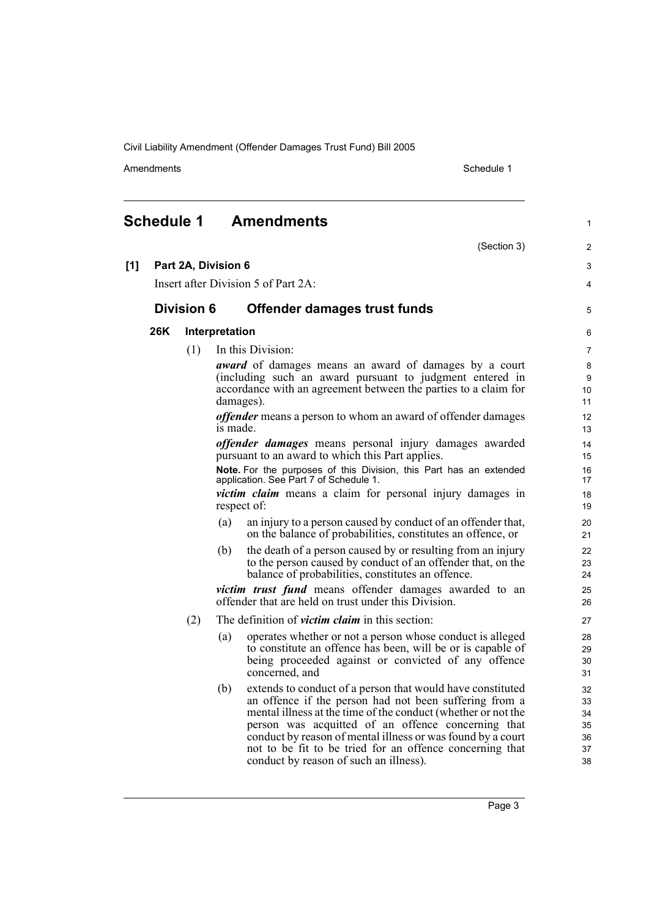## Schedule 1 Amendments

(Section 3)

**[1] Part 2A, Division 6**

Insert after Division 5 of Part 2A:

### Division 6 Offender damages trust funds

**26K Interpretation**

(1) In this Division:

***award*** of damages means an award of damages by a court (including such an award pursuant to judgment entered in accordance with an agreement between the parties to a claim for damages).

***offender*** means a person to whom an award of offender damages is made.

***offender damages*** means personal injury damages awarded pursuant to an award to which this Part applies.

**Note.** For the purposes of this Division, this Part has an extended application. See Part 7 of Schedule 1.

***victim claim*** means a claim for personal injury damages in respect of:

- (a) an injury to a person caused by conduct of an offender that, on the balance of probabilities, constitutes an offence, or
- (b) the death of a person caused by or resulting from an injury to the person caused by conduct of an offender that, on the balance of probabilities, constitutes an offence.

***victim trust fund*** means offender damages awarded to an offender that are held on trust under this Division.

(2) The definition of ***victim claim*** in this section:

- (a) operates whether or not a person whose conduct is alleged to constitute an offence has been, will be or is capable of being proceeded against or convicted of any offence concerned, and
- (b) extends to conduct of a person that would have constituted an offence if the person had not been suffering from a mental illness at the time of the conduct (whether or not the person was acquitted of an offence concerning that conduct by reason of mental illness or was found by a court not to be fit to be tried for an offence concerning that conduct by reason of such an illness).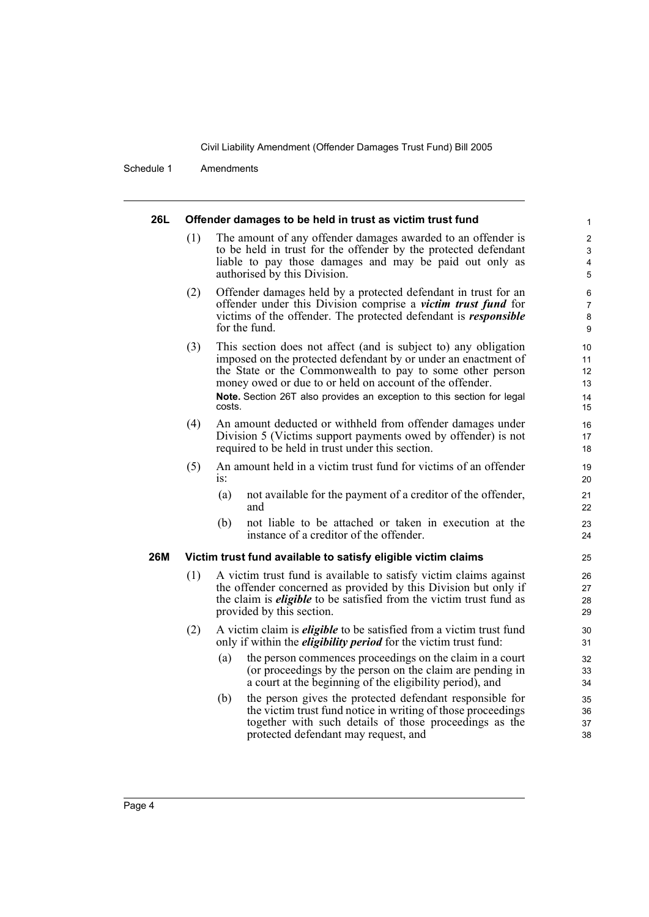#### 26L Offender damages to be held in trust as victim trust fund

(1) The amount of any offender damages awarded to an offender is to be held in trust for the offender by the protected defendant liable to pay those damages and may be paid out only as authorised by this Division.

(2) Offender damages held by a protected defendant in trust for an offender under this Division comprise a ***victim trust fund*** for victims of the offender. The protected defendant is ***responsible*** for the fund.

(3) This section does not affect (and is subject to) any obligation imposed on the protected defendant by or under an enactment of the State or the Commonwealth to pay to some other person money owed or due to or held on account of the offender.

**Note.** Section 26T also provides an exception to this section for legal costs.

(4) An amount deducted or withheld from offender damages under Division 5 (Victims support payments owed by offender) is not required to be held in trust under this section.

(5) An amount held in a victim trust fund for victims of an offender is:

- (a) not available for the payment of a creditor of the offender, and
- (b) not liable to be attached or taken in execution at the instance of a creditor of the offender.

#### 26M Victim trust fund available to satisfy eligible victim claims

(1) A victim trust fund is available to satisfy victim claims against the offender concerned as provided by this Division but only if the claim is ***eligible*** to be satisfied from the victim trust fund as provided by this section.

(2) A victim claim is ***eligible*** to be satisfied from a victim trust fund only if within the ***eligibility period*** for the victim trust fund:

- (a) the person commences proceedings on the claim in a court (or proceedings by the person on the claim are pending in a court at the beginning of the eligibility period), and
- (b) the person gives the protected defendant responsible for the victim trust fund notice in writing of those proceedings together with such details of those proceedings as the protected defendant may request, and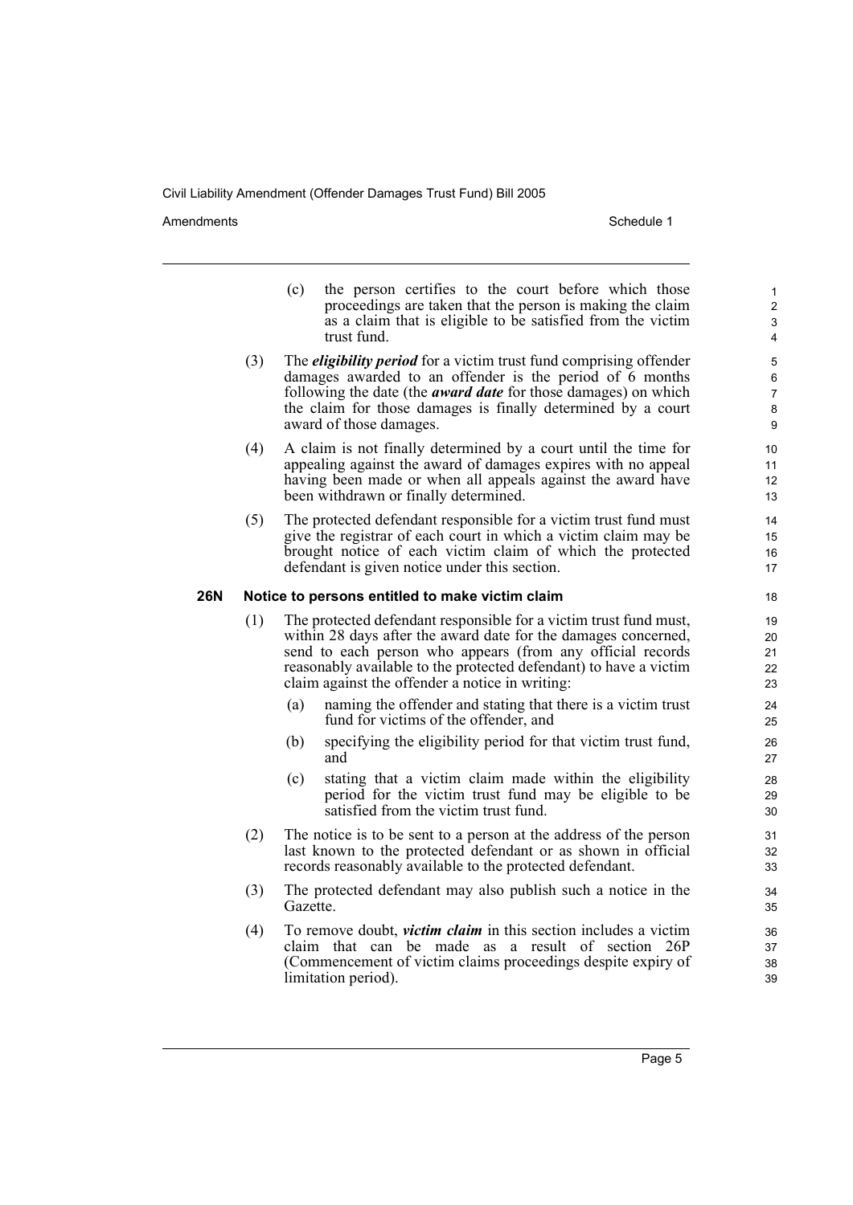(c) the person certifies to the court before which those proceedings are taken that the person is making the claim as a claim that is eligible to be satisfied from the victim trust fund.

(3) The ***eligibility period*** for a victim trust fund comprising offender damages awarded to an offender is the period of 6 months following the date (the ***award date*** for those damages) on which the claim for those damages is finally determined by a court award of those damages.

(4) A claim is not finally determined by a court until the time for appealing against the award of damages expires with no appeal having been made or when all appeals against the award have been withdrawn or finally determined.

(5) The protected defendant responsible for a victim trust fund must give the registrar of each court in which a victim claim may be brought notice of each victim claim of which the protected defendant is given notice under this section.

**26N Notice to persons entitled to make victim claim**

(1) The protected defendant responsible for a victim trust fund must, within 28 days after the award date for the damages concerned, send to each person who appears (from any official records reasonably available to the protected defendant) to have a victim claim against the offender a notice in writing:

(a) naming the offender and stating that there is a victim trust fund for victims of the offender, and

(b) specifying the eligibility period for that victim trust fund, and

(c) stating that a victim claim made within the eligibility period for the victim trust fund may be eligible to be satisfied from the victim trust fund.

(2) The notice is to be sent to a person at the address of the person last known to the protected defendant or as shown in official records reasonably available to the protected defendant.

(3) The protected defendant may also publish such a notice in the Gazette.

(4) To remove doubt, ***victim claim*** in this section includes a victim claim that can be made as a result of section 26P (Commencement of victim claims proceedings despite expiry of limitation period).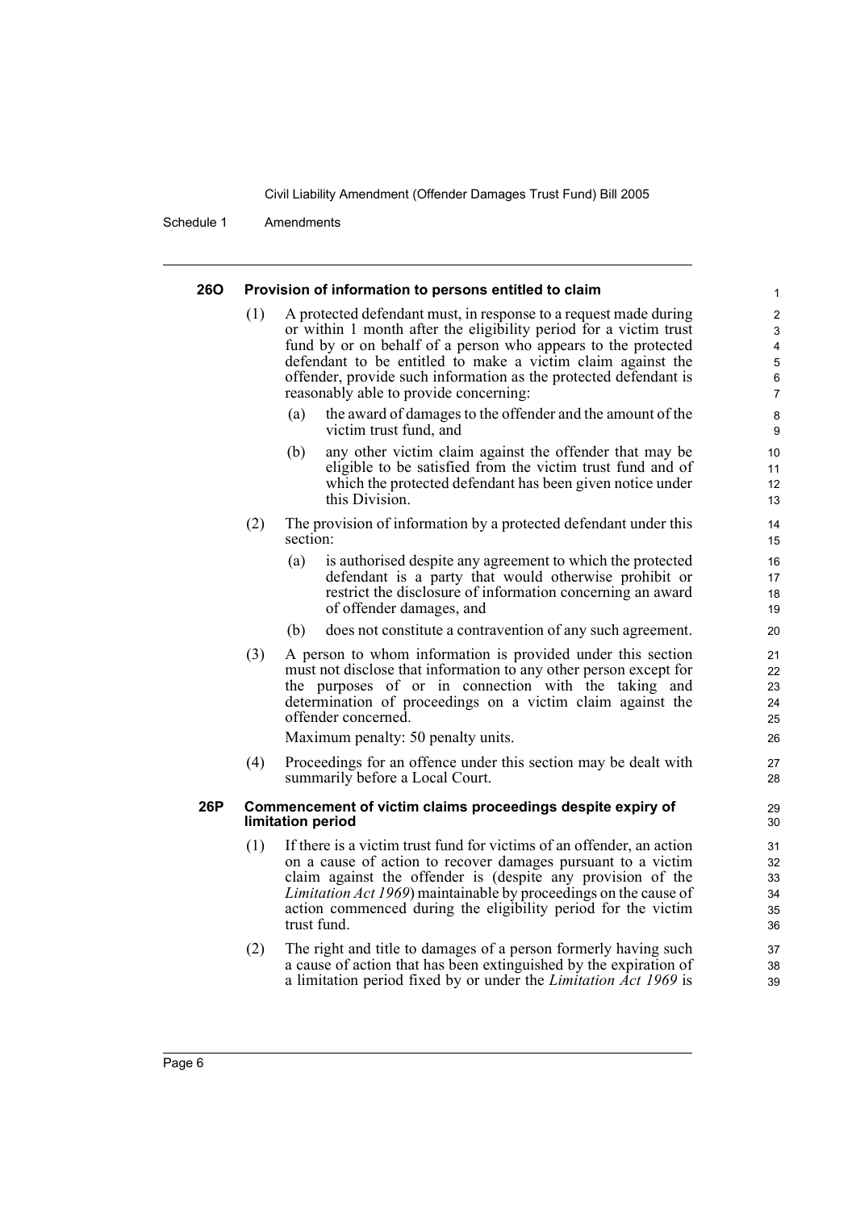### 26O Provision of information to persons entitled to claim

(1) A protected defendant must, in response to a request made during or within 1 month after the eligibility period for a victim trust fund by or on behalf of a person who appears to the protected defendant to be entitled to make a victim claim against the offender, provide such information as the protected defendant is reasonably able to provide concerning:

(a) the award of damages to the offender and the amount of the victim trust fund, and

(b) any other victim claim against the offender that may be eligible to be satisfied from the victim trust fund and of which the protected defendant has been given notice under this Division.

(2) The provision of information by a protected defendant under this section:

(a) is authorised despite any agreement to which the protected defendant is a party that would otherwise prohibit or restrict the disclosure of information concerning an award of offender damages, and

(b) does not constitute a contravention of any such agreement.

(3) A person to whom information is provided under this section must not disclose that information to any other person except for the purposes of or in connection with the taking and determination of proceedings on a victim claim against the offender concerned.

Maximum penalty: 50 penalty units.

(4) Proceedings for an offence under this section may be dealt with summarily before a Local Court.

### 26P Commencement of victim claims proceedings despite expiry of limitation period

(1) If there is a victim trust fund for victims of an offender, an action on a cause of action to recover damages pursuant to a victim claim against the offender is (despite any provision of the *Limitation Act 1969*) maintainable by proceedings on the cause of action commenced during the eligibility period for the victim trust fund.

(2) The right and title to damages of a person formerly having such a cause of action that has been extinguished by the expiration of a limitation period fixed by or under the *Limitation Act 1969* is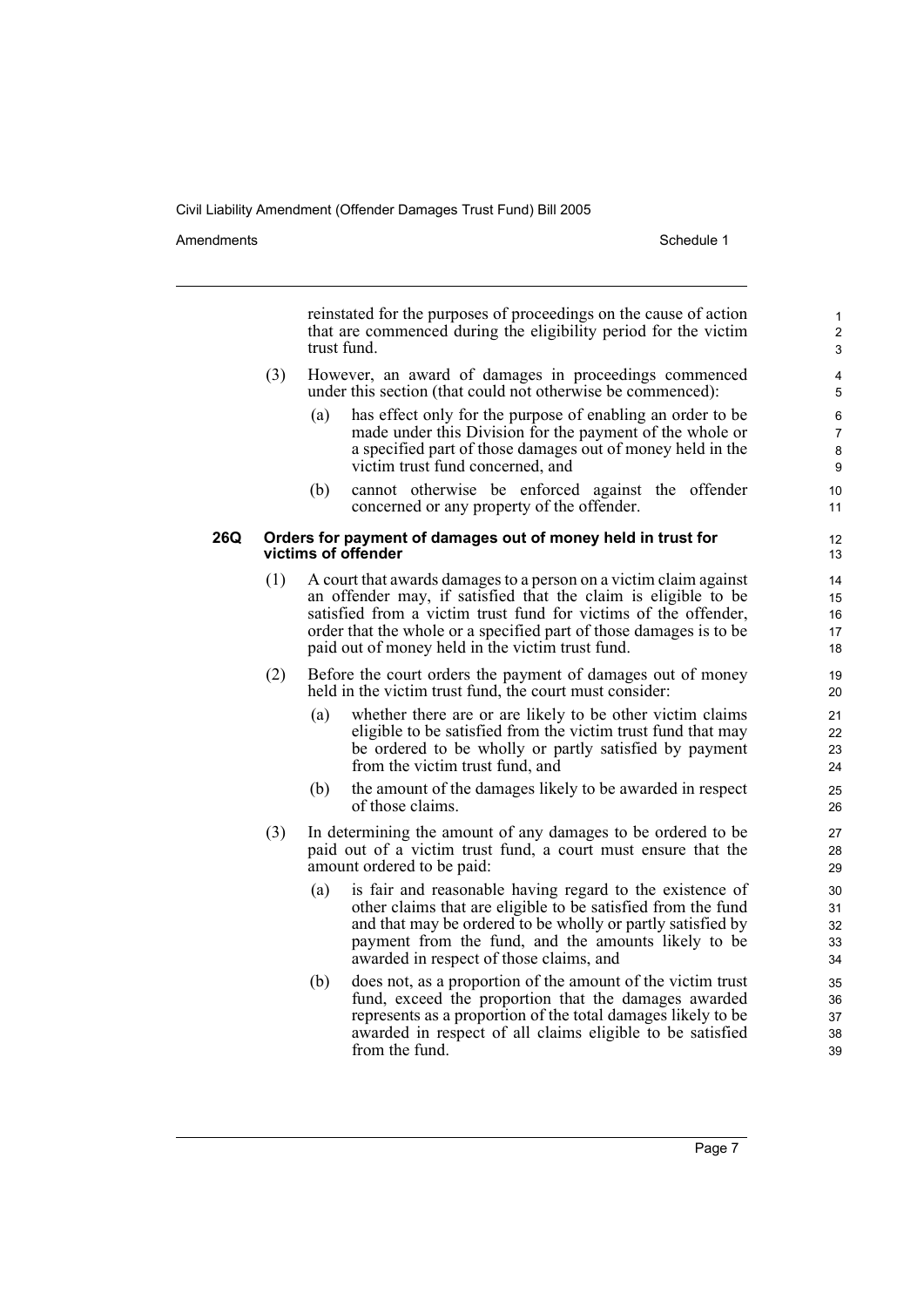reinstated for the purposes of proceedings on the cause of action that are commenced during the eligibility period for the victim trust fund.

(3) However, an award of damages in proceedings commenced under this section (that could not otherwise be commenced):

(a) has effect only for the purpose of enabling an order to be made under this Division for the payment of the whole or a specified part of those damages out of money held in the victim trust fund concerned, and

(b) cannot otherwise be enforced against the offender concerned or any property of the offender.

### 26Q Orders for payment of damages out of money held in trust for victims of offender

(1) A court that awards damages to a person on a victim claim against an offender may, if satisfied that the claim is eligible to be satisfied from a victim trust fund for victims of the offender, order that the whole or a specified part of those damages is to be paid out of money held in the victim trust fund.

(2) Before the court orders the payment of damages out of money held in the victim trust fund, the court must consider:

(a) whether there are or are likely to be other victim claims eligible to be satisfied from the victim trust fund that may be ordered to be wholly or partly satisfied by payment from the victim trust fund, and

(b) the amount of the damages likely to be awarded in respect of those claims.

(3) In determining the amount of any damages to be ordered to be paid out of a victim trust fund, a court must ensure that the amount ordered to be paid:

(a) is fair and reasonable having regard to the existence of other claims that are eligible to be satisfied from the fund and that may be ordered to be wholly or partly satisfied by payment from the fund, and the amounts likely to be awarded in respect of those claims, and

(b) does not, as a proportion of the amount of the victim trust fund, exceed the proportion that the damages awarded represents as a proportion of the total damages likely to be awarded in respect of all claims eligible to be satisfied from the fund.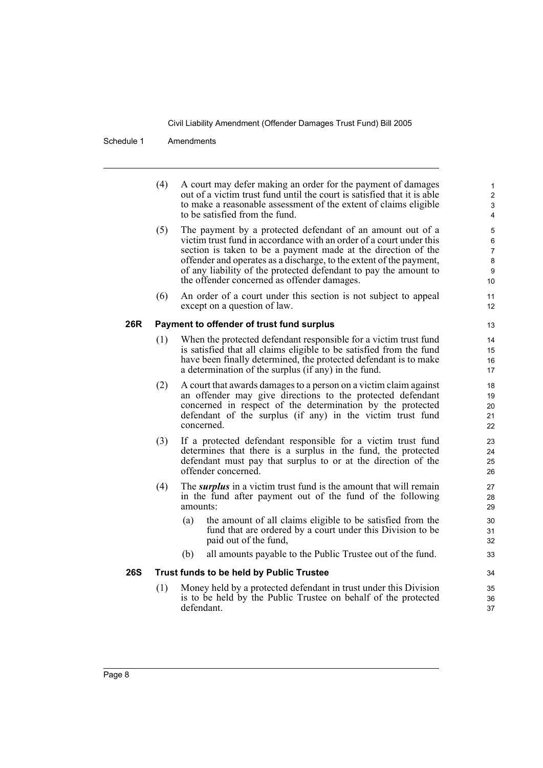(4) A court may defer making an order for the payment of damages out of a victim trust fund until the court is satisfied that it is able to make a reasonable assessment of the extent of claims eligible to be satisfied from the fund.

(5) The payment by a protected defendant of an amount out of a victim trust fund in accordance with an order of a court under this section is taken to be a payment made at the direction of the offender and operates as a discharge, to the extent of the payment, of any liability of the protected defendant to pay the amount to the offender concerned as offender damages.

(6) An order of a court under this section is not subject to appeal except on a question of law.

### 26R Payment to offender of trust fund surplus

(1) When the protected defendant responsible for a victim trust fund is satisfied that all claims eligible to be satisfied from the fund have been finally determined, the protected defendant is to make a determination of the surplus (if any) in the fund.

(2) A court that awards damages to a person on a victim claim against an offender may give directions to the protected defendant concerned in respect of the determination by the protected defendant of the surplus (if any) in the victim trust fund concerned.

(3) If a protected defendant responsible for a victim trust fund determines that there is a surplus in the fund, the protected defendant must pay that surplus to or at the direction of the offender concerned.

(4) The ***surplus*** in a victim trust fund is the amount that will remain in the fund after payment out of the fund of the following amounts:

- (a) the amount of all claims eligible to be satisfied from the fund that are ordered by a court under this Division to be paid out of the fund,
- (b) all amounts payable to the Public Trustee out of the fund.

### 26S Trust funds to be held by Public Trustee

(1) Money held by a protected defendant in trust under this Division is to be held by the Public Trustee on behalf of the protected defendant.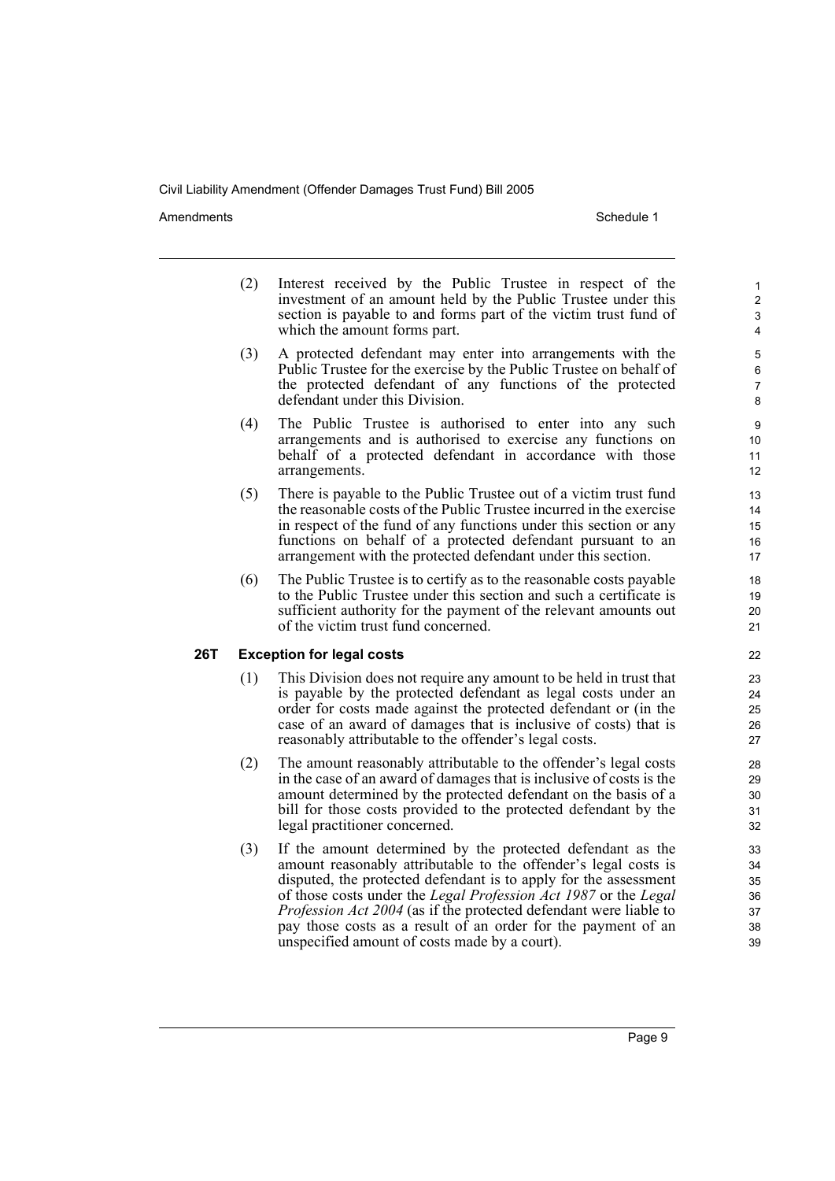(2) Interest received by the Public Trustee in respect of the investment of an amount held by the Public Trustee under this section is payable to and forms part of the victim trust fund of which the amount forms part.

(3) A protected defendant may enter into arrangements with the Public Trustee for the exercise by the Public Trustee on behalf of the protected defendant of any functions of the protected defendant under this Division.

(4) The Public Trustee is authorised to enter into any such arrangements and is authorised to exercise any functions on behalf of a protected defendant in accordance with those arrangements.

(5) There is payable to the Public Trustee out of a victim trust fund the reasonable costs of the Public Trustee incurred in the exercise in respect of the fund of any functions under this section or any functions on behalf of a protected defendant pursuant to an arrangement with the protected defendant under this section.

(6) The Public Trustee is to certify as to the reasonable costs payable to the Public Trustee under this section and such a certificate is sufficient authority for the payment of the relevant amounts out of the victim trust fund concerned.

### 26T Exception for legal costs

(1) This Division does not require any amount to be held in trust that is payable by the protected defendant as legal costs under an order for costs made against the protected defendant or (in the case of an award of damages that is inclusive of costs) that is reasonably attributable to the offender's legal costs.

(2) The amount reasonably attributable to the offender's legal costs in the case of an award of damages that is inclusive of costs is the amount determined by the protected defendant on the basis of a bill for those costs provided to the protected defendant by the legal practitioner concerned.

(3) If the amount determined by the protected defendant as the amount reasonably attributable to the offender's legal costs is disputed, the protected defendant is to apply for the assessment of those costs under the *Legal Profession Act 1987* or the *Legal Profession Act 2004* (as if the protected defendant were liable to pay those costs as a result of an order for the payment of an unspecified amount of costs made by a court).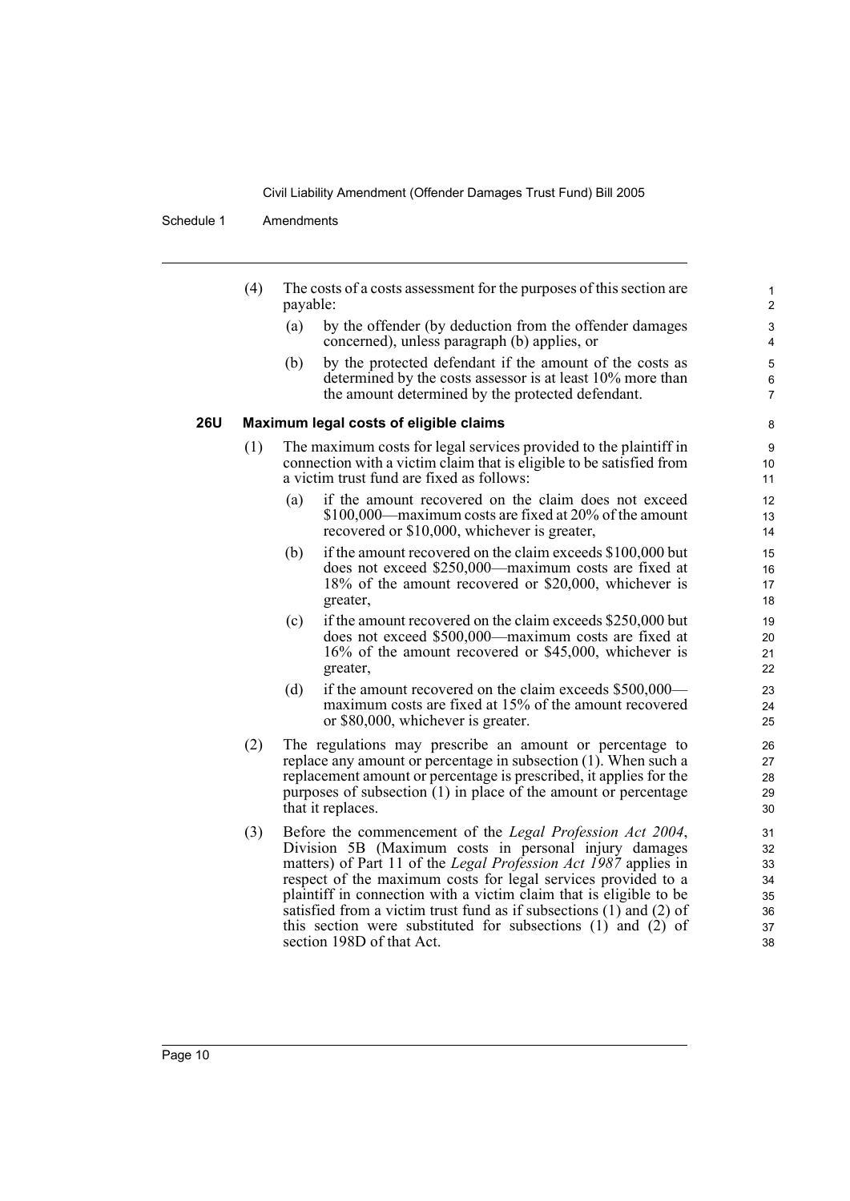(4) The costs of a costs assessment for the purposes of this section are payable:

  (a) by the offender (by deduction from the offender damages concerned), unless paragraph (b) applies, or

  (b) by the protected defendant if the amount of the costs as determined by the costs assessor is at least 10% more than the amount determined by the protected defendant.

### 26U Maximum legal costs of eligible claims

(1) The maximum costs for legal services provided to the plaintiff in connection with a victim claim that is eligible to be satisfied from a victim trust fund are fixed as follows:

  (a) if the amount recovered on the claim does not exceed \$100,000—maximum costs are fixed at 20% of the amount recovered or \$10,000, whichever is greater,

  (b) if the amount recovered on the claim exceeds \$100,000 but does not exceed \$250,000—maximum costs are fixed at 18% of the amount recovered or \$20,000, whichever is greater,

  (c) if the amount recovered on the claim exceeds \$250,000 but does not exceed \$500,000—maximum costs are fixed at 16% of the amount recovered or \$45,000, whichever is greater,

  (d) if the amount recovered on the claim exceeds \$500,000—maximum costs are fixed at 15% of the amount recovered or \$80,000, whichever is greater.

(2) The regulations may prescribe an amount or percentage to replace any amount or percentage in subsection (1). When such a replacement amount or percentage is prescribed, it applies for the purposes of subsection (1) in place of the amount or percentage that it replaces.

(3) Before the commencement of the *Legal Profession Act 2004*, Division 5B (Maximum costs in personal injury damages matters) of Part 11 of the *Legal Profession Act 1987* applies in respect of the maximum costs for legal services provided to a plaintiff in connection with a victim claim that is eligible to be satisfied from a victim trust fund as if subsections (1) and (2) of this section were substituted for subsections (1) and (2) of section 198D of that Act.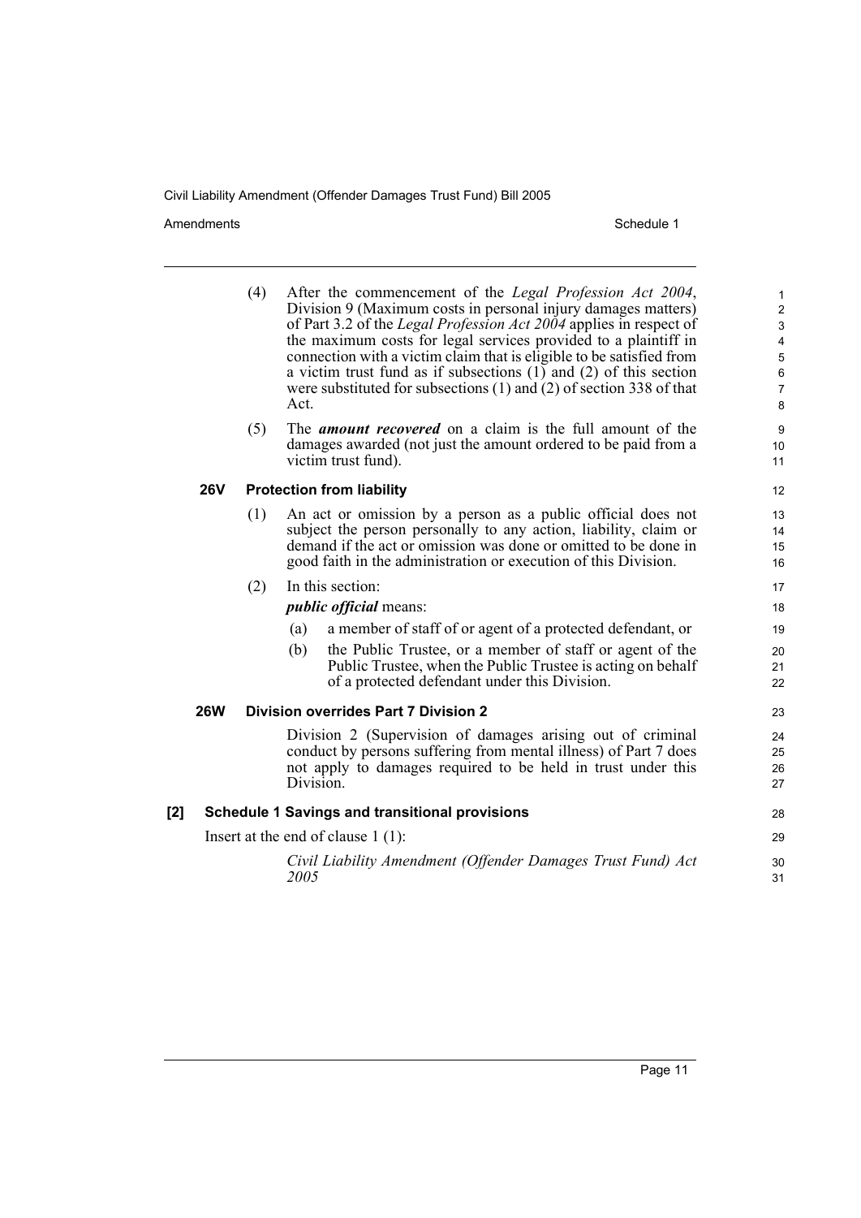(4) After the commencement of the *Legal Profession Act 2004*, Division 9 (Maximum costs in personal injury damages matters) of Part 3.2 of the *Legal Profession Act 2004* applies in respect of the maximum costs for legal services provided to a plaintiff in connection with a victim claim that is eligible to be satisfied from a victim trust fund as if subsections (1) and (2) of this section were substituted for subsections (1) and (2) of section 338 of that Act.

(5) The ***amount recovered*** on a claim is the full amount of the damages awarded (not just the amount ordered to be paid from a victim trust fund).

### 26V Protection from liability

(1) An act or omission by a person as a public official does not subject the person personally to any action, liability, claim or demand if the act or omission was done or omitted to be done in good faith in the administration or execution of this Division.

(2) In this section:

***public official*** means:

(a) a member of staff of or agent of a protected defendant, or

(b) the Public Trustee, or a member of staff or agent of the Public Trustee, when the Public Trustee is acting on behalf of a protected defendant under this Division.

### 26W Division overrides Part 7 Division 2

Division 2 (Supervision of damages arising out of criminal conduct by persons suffering from mental illness) of Part 7 does not apply to damages required to be held in trust under this Division.

## [2] Schedule 1 Savings and transitional provisions

Insert at the end of clause 1 (1):

*Civil Liability Amendment (Offender Damages Trust Fund) Act 2005*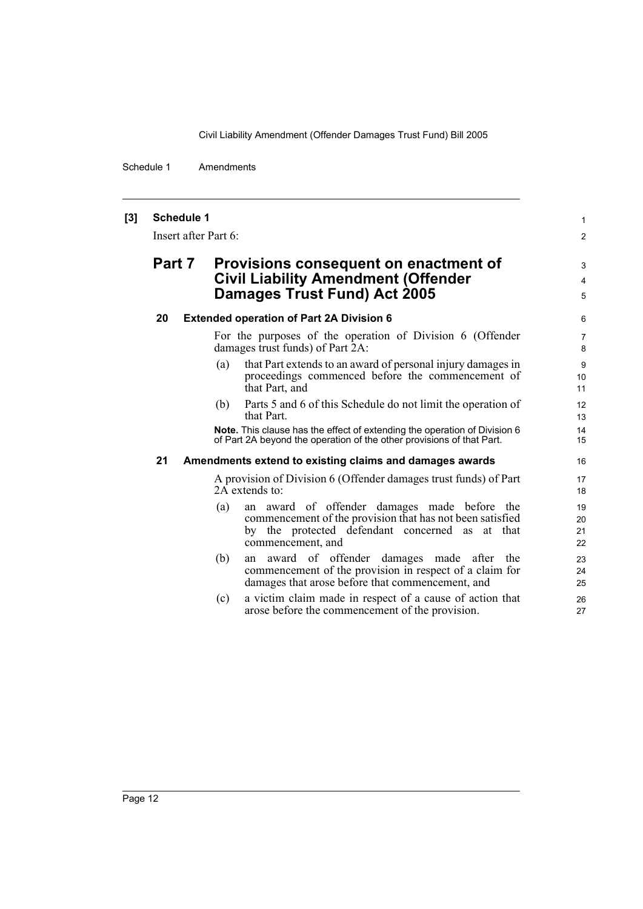**[3] Schedule 1**

Insert after Part 6:

## Part 7 Provisions consequent on enactment of Civil Liability Amendment (Offender Damages Trust Fund) Act 2005

### 20 Extended operation of Part 2A Division 6

For the purposes of the operation of Division 6 (Offender damages trust funds) of Part 2A:

(a) that Part extends to an award of personal injury damages in proceedings commenced before the commencement of that Part, and

(b) Parts 5 and 6 of this Schedule do not limit the operation of that Part.

**Note.** This clause has the effect of extending the operation of Division 6 of Part 2A beyond the operation of the other provisions of that Part.

### 21 Amendments extend to existing claims and damages awards

A provision of Division 6 (Offender damages trust funds) of Part 2A extends to:

(a) an award of offender damages made before the commencement of the provision that has not been satisfied by the protected defendant concerned as at that commencement, and

(b) an award of offender damages made after the commencement of the provision in respect of a claim for damages that arose before that commencement, and

(c) a victim claim made in respect of a cause of action that arose before the commencement of the provision.